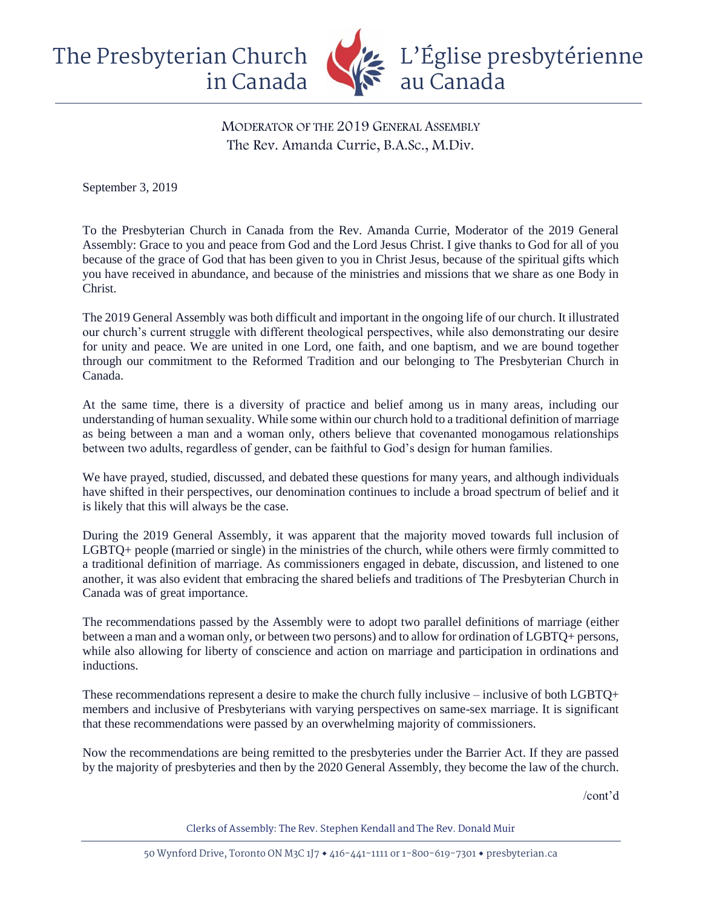The Presbyterian Church in Canada

L'Église presbytérienne au Canada

MODERATOR OF THE 2019 GENERAL ASSEMBLY
The Rev. Amanda Currie, B.A.Sc., M.Div.

September 3, 2019

To the Presbyterian Church in Canada from the Rev. Amanda Currie, Moderator of the 2019 General Assembly: Grace to you and peace from God and the Lord Jesus Christ. I give thanks to God for all of you because of the grace of God that has been given to you in Christ Jesus, because of the spiritual gifts which you have received in abundance, and because of the ministries and missions that we share as one Body in Christ.

The 2019 General Assembly was both difficult and important in the ongoing life of our church. It illustrated our church's current struggle with different theological perspectives, while also demonstrating our desire for unity and peace. We are united in one Lord, one faith, and one baptism, and we are bound together through our commitment to the Reformed Tradition and our belonging to The Presbyterian Church in Canada.

At the same time, there is a diversity of practice and belief among us in many areas, including our understanding of human sexuality. While some within our church hold to a traditional definition of marriage as being between a man and a woman only, others believe that covenanted monogamous relationships between two adults, regardless of gender, can be faithful to God's design for human families.

We have prayed, studied, discussed, and debated these questions for many years, and although individuals have shifted in their perspectives, our denomination continues to include a broad spectrum of belief and it is likely that this will always be the case.

During the 2019 General Assembly, it was apparent that the majority moved towards full inclusion of LGBTQ+ people (married or single) in the ministries of the church, while others were firmly committed to a traditional definition of marriage. As commissioners engaged in debate, discussion, and listened to one another, it was also evident that embracing the shared beliefs and traditions of The Presbyterian Church in Canada was of great importance.

The recommendations passed by the Assembly were to adopt two parallel definitions of marriage (either between a man and a woman only, or between two persons) and to allow for ordination of LGBTQ+ persons, while also allowing for liberty of conscience and action on marriage and participation in ordinations and inductions.

These recommendations represent a desire to make the church fully inclusive – inclusive of both LGBTQ+ members and inclusive of Presbyterians with varying perspectives on same-sex marriage. It is significant that these recommendations were passed by an overwhelming majority of commissioners.

Now the recommendations are being remitted to the presbyteries under the Barrier Act. If they are passed by the majority of presbyteries and then by the 2020 General Assembly, they become the law of the church.

/cont'd

Clerks of Assembly: The Rev. Stephen Kendall and The Rev. Donald Muir

50 Wynford Drive, Toronto ON M3C 1J7 • 416-441-1111 or 1-800-619-7301 • presbyterian.ca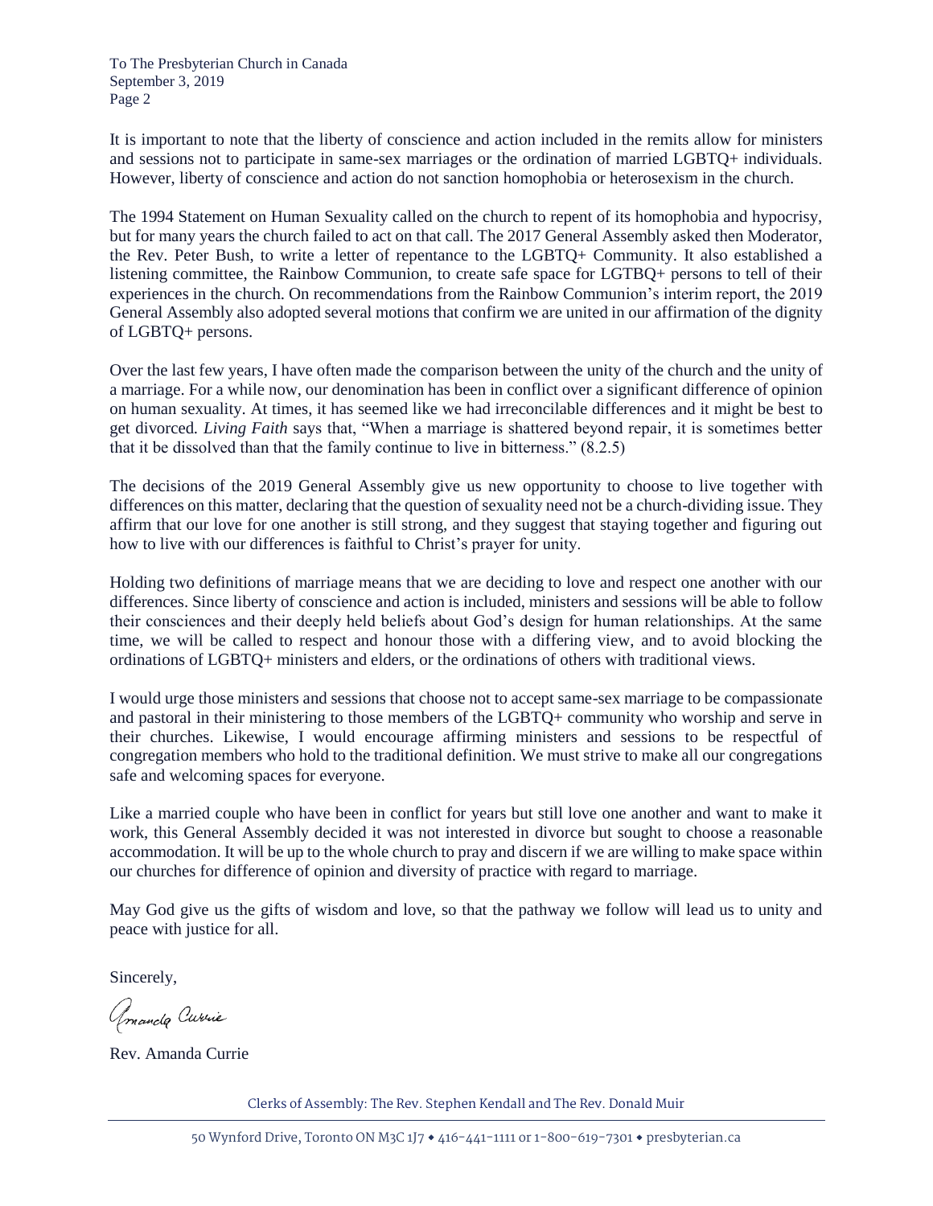It is important to note that the liberty of conscience and action included in the remits allow for ministers and sessions not to participate in same-sex marriages or the ordination of married LGBTQ+ individuals. However, liberty of conscience and action do not sanction homophobia or heterosexism in the church.

The 1994 Statement on Human Sexuality called on the church to repent of its homophobia and hypocrisy, but for many years the church failed to act on that call. The 2017 General Assembly asked then Moderator, the Rev. Peter Bush, to write a letter of repentance to the LGBTQ+ Community. It also established a listening committee, the Rainbow Communion, to create safe space for LGTBQ+ persons to tell of their experiences in the church. On recommendations from the Rainbow Communion's interim report, the 2019 General Assembly also adopted several motions that confirm we are united in our affirmation of the dignity of LGBTQ+ persons.

Over the last few years, I have often made the comparison between the unity of the church and the unity of a marriage. For a while now, our denomination has been in conflict over a significant difference of opinion on human sexuality. At times, it has seemed like we had irreconcilable differences and it might be best to get divorced. *Living Faith* says that, "When a marriage is shattered beyond repair, it is sometimes better that it be dissolved than that the family continue to live in bitterness." (8.2.5)

The decisions of the 2019 General Assembly give us new opportunity to choose to live together with differences on this matter, declaring that the question of sexuality need not be a church-dividing issue. They affirm that our love for one another is still strong, and they suggest that staying together and figuring out how to live with our differences is faithful to Christ's prayer for unity.

Holding two definitions of marriage means that we are deciding to love and respect one another with our differences. Since liberty of conscience and action is included, ministers and sessions will be able to follow their consciences and their deeply held beliefs about God's design for human relationships. At the same time, we will be called to respect and honour those with a differing view, and to avoid blocking the ordinations of LGBTQ+ ministers and elders, or the ordinations of others with traditional views.

I would urge those ministers and sessions that choose not to accept same-sex marriage to be compassionate and pastoral in their ministering to those members of the LGBTQ+ community who worship and serve in their churches. Likewise, I would encourage affirming ministers and sessions to be respectful of congregation members who hold to the traditional definition. We must strive to make all our congregations safe and welcoming spaces for everyone.

Like a married couple who have been in conflict for years but still love one another and want to make it work, this General Assembly decided it was not interested in divorce but sought to choose a reasonable accommodation. It will be up to the whole church to pray and discern if we are willing to make space within our churches for difference of opinion and diversity of practice with regard to marriage.

May God give us the gifts of wisdom and love, so that the pathway we follow will lead us to unity and peace with justice for all.

Sincerely,

Amanda Currie

Rev. Amanda Currie

Clerks of Assembly: The Rev. Stephen Kendall and The Rev. Donald Muir

50 Wynford Drive, Toronto ON M3C 1J7 • 416-441-1111 or 1-800-619-7301 • presbyterian.ca